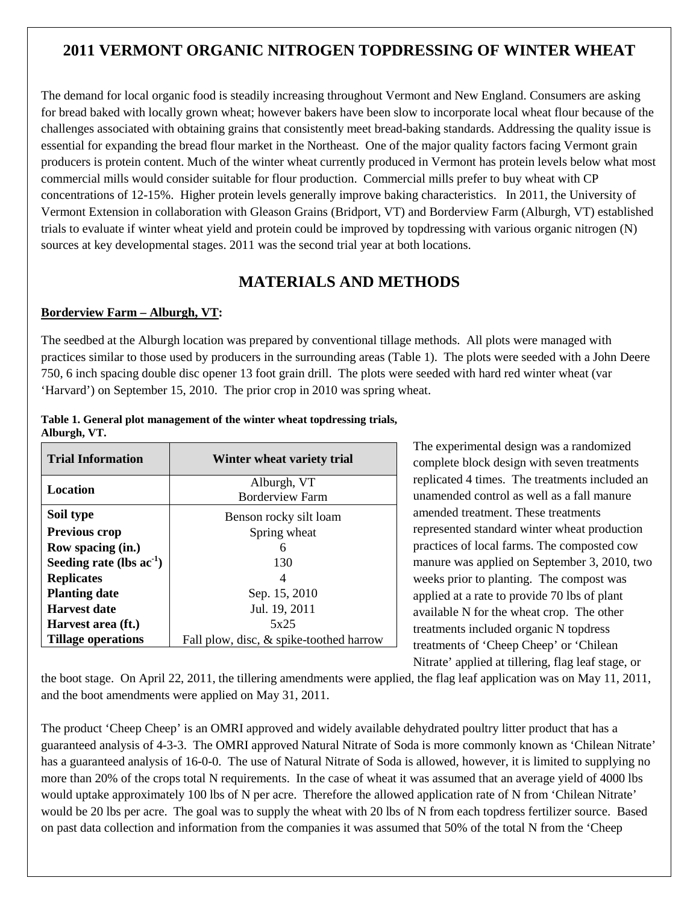# 2011 VERMONT ORGANIC NITROGEN TOPDRESSING OF WINTER WHEAT

The demand for local organic food is steadily increasing throughout Vermont and New England. Consumers are asking for bread baked with locally grown wheat; however bakers have been slow to incorporate local wheat flour because of the challenges associated with obtaining grains that consistently meet bread-baking standards. Addressing the quality issue is essential for expanding the bread flour market in the Northeast. One of the major quality factors facing Vermont grain producers is protein content. Much of the winter wheat currently produced in Vermont has protein levels below what most commercial mills would consider suitable for flour production. Commercial mills prefer to buy wheat with CP concentrations of 12-15%. Higher protein levels generally improve baking characteristics. In 2011, the University of Vermont Extension in collaboration with Gleason Grains (Bridport, VT) and Borderview Farm (Alburgh, VT) established trials to evaluate if winter wheat yield and protein could be improved by topdressing with various organic nitrogen (N) sources at key developmental stages. 2011 was the second trial year at both locations.

## MATERIALS AND METHODS

### Borderview Farm – Alburgh, VT:

The seedbed at the Alburgh location was prepared by conventional tillage methods. All plots were managed with practices similar to those used by producers in the surrounding areas (Table 1). The plots were seeded with a John Deere 750, 6 inch spacing double disc opener 13 foot grain drill. The plots were seeded with hard red winter wheat (var 'Harvard') on September 15, 2010. The prior crop in 2010 was spring wheat.

**Table 1. General plot management of the winter wheat topdressing trials, Alburgh, VT.**

| Trial Information | Winter wheat variety trial |
|---|---|
| **Location** | Alburgh, VT Borderview Farm |
| **Soil type** | Benson rocky silt loam |
| **Previous crop** | Spring wheat |
| **Row spacing (in.)** | 6 |
| **Seeding rate (lbs $ac^{-1}$)** | 130 |
| **Replicates** | 4 |
| **Planting date** | Sep. 15, 2010 |
| **Harvest date** | Jul. 19, 2011 |
| **Harvest area (ft.)** | 5x25 |
| **Tillage operations** | Fall plow, disc, & spike-toothed harrow |

The experimental design was a randomized complete block design with seven treatments replicated 4 times. The treatments included an unamended control as well as a fall manure amended treatment. These treatments represented standard winter wheat production practices of local farms. The composted cow manure was applied on September 3, 2010, two weeks prior to planting. The compost was applied at a rate to provide 70 lbs of plant available N for the wheat crop. The other treatments included organic N topdress treatments of 'Cheep Cheep' or 'Chilean Nitrate' applied at tillering, flag leaf stage, or the boot stage. On April 22, 2011, the tillering amendments were applied, the flag leaf application was on May 11, 2011, and the boot amendments were applied on May 31, 2011.

The product 'Cheep Cheep' is an OMRI approved and widely available dehydrated poultry litter product that has a guaranteed analysis of 4-3-3. The OMRI approved Natural Nitrate of Soda is more commonly known as 'Chilean Nitrate' has a guaranteed analysis of 16-0-0. The use of Natural Nitrate of Soda is allowed, however, it is limited to supplying no more than 20% of the crops total N requirements. In the case of wheat it was assumed that an average yield of 4000 lbs would uptake approximately 100 lbs of N per acre. Therefore the allowed application rate of N from 'Chilean Nitrate' would be 20 lbs per acre. The goal was to supply the wheat with 20 lbs of N from each topdress fertilizer source. Based on past data collection and information from the companies it was assumed that 50% of the total N from the 'Cheep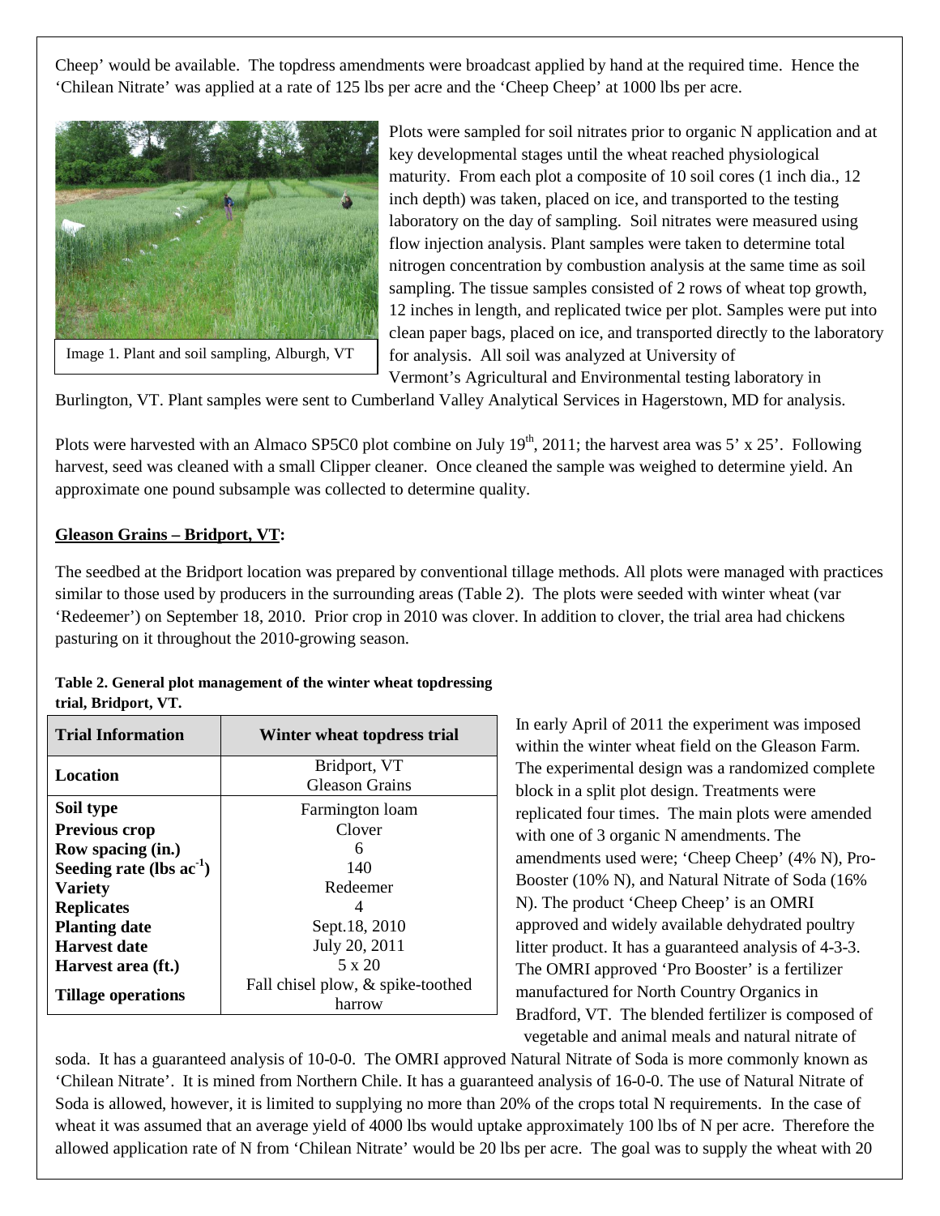Cheep' would be available. The topdress amendments were broadcast applied by hand at the required time. Hence the 'Chilean Nitrate' was applied at a rate of 125 lbs per acre and the 'Cheep Cheep' at 1000 lbs per acre.

Image 1. Plant and soil sampling, Alburgh, VT

Plots were sampled for soil nitrates prior to organic N application and at key developmental stages until the wheat reached physiological maturity. From each plot a composite of 10 soil cores (1 inch dia., 12 inch depth) was taken, placed on ice, and transported to the testing laboratory on the day of sampling. Soil nitrates were measured using flow injection analysis. Plant samples were taken to determine total nitrogen concentration by combustion analysis at the same time as soil sampling. The tissue samples consisted of 2 rows of wheat top growth, 12 inches in length, and replicated twice per plot. Samples were put into clean paper bags, placed on ice, and transported directly to the laboratory for analysis. All soil was analyzed at University of Vermont's Agricultural and Environmental testing laboratory in Burlington, VT. Plant samples were sent to Cumberland Valley Analytical Services in Hagerstown, MD for analysis.

Plots were harvested with an Almaco SP5C0 plot combine on July 19th, 2011; the harvest area was 5' x 25'. Following harvest, seed was cleaned with a small Clipper cleaner. Once cleaned the sample was weighed to determine yield. An approximate one pound subsample was collected to determine quality.

**Gleason Grains – Bridport, VT:**

The seedbed at the Bridport location was prepared by conventional tillage methods. All plots were managed with practices similar to those used by producers in the surrounding areas (Table 2). The plots were seeded with winter wheat (var 'Redeemer') on September 18, 2010. Prior crop in 2010 was clover. In addition to clover, the trial area had chickens pasturing on it throughout the 2010-growing season.

**Table 2. General plot management of the winter wheat topdressing trial, Bridport, VT.**

| Trial Information | Winter wheat topdress trial |
|---|---|
| **Location** | Bridport, VT<br>Gleason Grains |
| **Soil type** | Farmington loam |
| **Previous crop** | Clover |
| **Row spacing (in.)** | 6 |
| **Seeding rate (lbs ac$^{-1}$)** | 140 |
| **Variety** | Redeemer |
| **Replicates** | 4 |
| **Planting date** | Sept.18, 2010 |
| **Harvest date** | July 20, 2011 |
| **Harvest area (ft.)** | 5 x 20 |
| **Tillage operations** | Fall chisel plow, & spike-toothed harrow |

In early April of 2011 the experiment was imposed within the winter wheat field on the Gleason Farm. The experimental design was a randomized complete block in a split plot design. Treatments were replicated four times. The main plots were amended with one of 3 organic N amendments. The amendments used were; 'Cheep Cheep' (4% N), Pro-Booster (10% N), and Natural Nitrate of Soda (16% N). The product 'Cheep Cheep' is an OMRI approved and widely available dehydrated poultry litter product. It has a guaranteed analysis of 4-3-3. The OMRI approved 'Pro Booster' is a fertilizer manufactured for North Country Organics in Bradford, VT. The blended fertilizer is composed of vegetable and animal meals and natural nitrate of soda. It has a guaranteed analysis of 10-0-0. The OMRI approved Natural Nitrate of Soda is more commonly known as 'Chilean Nitrate'. It is mined from Northern Chile. It has a guaranteed analysis of 16-0-0. The use of Natural Nitrate of Soda is allowed, however, it is limited to supplying no more than 20% of the crops total N requirements. In the case of wheat it was assumed that an average yield of 4000 lbs would uptake approximately 100 lbs of N per acre. Therefore the allowed application rate of N from 'Chilean Nitrate' would be 20 lbs per acre. The goal was to supply the wheat with 20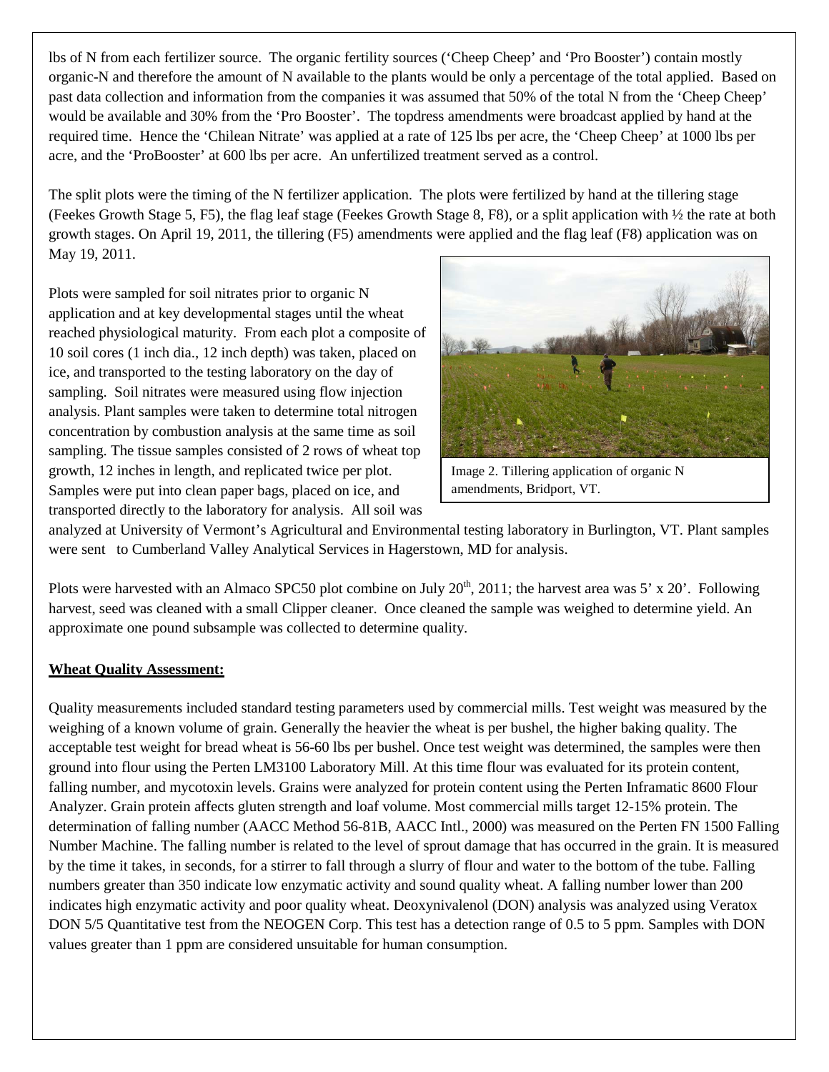lbs of N from each fertilizer source. The organic fertility sources ('Cheep Cheep' and 'Pro Booster') contain mostly organic-N and therefore the amount of N available to the plants would be only a percentage of the total applied. Based on past data collection and information from the companies it was assumed that 50% of the total N from the 'Cheep Cheep' would be available and 30% from the 'Pro Booster'. The topdress amendments were broadcast applied by hand at the required time. Hence the 'Chilean Nitrate' was applied at a rate of 125 lbs per acre, the 'Cheep Cheep' at 1000 lbs per acre, and the 'ProBooster' at 600 lbs per acre. An unfertilized treatment served as a control.

The split plots were the timing of the N fertilizer application. The plots were fertilized by hand at the tillering stage (Feekes Growth Stage 5, F5), the flag leaf stage (Feekes Growth Stage 8, F8), or a split application with ½ the rate at both growth stages. On April 19, 2011, the tillering (F5) amendments were applied and the flag leaf (F8) application was on May 19, 2011.

Plots were sampled for soil nitrates prior to organic N application and at key developmental stages until the wheat reached physiological maturity. From each plot a composite of 10 soil cores (1 inch dia., 12 inch depth) was taken, placed on ice, and transported to the testing laboratory on the day of sampling. Soil nitrates were measured using flow injection analysis. Plant samples were taken to determine total nitrogen concentration by combustion analysis at the same time as soil sampling. The tissue samples consisted of 2 rows of wheat top growth, 12 inches in length, and replicated twice per plot. Samples were put into clean paper bags, placed on ice, and transported directly to the laboratory for analysis. All soil was analyzed at University of Vermont's Agricultural and Environmental testing laboratory in Burlington, VT. Plant samples were sent to Cumberland Valley Analytical Services in Hagerstown, MD for analysis.

Image 2. Tillering application of organic N amendments, Bridport, VT.

Plots were harvested with an Almaco SPC50 plot combine on July 20th, 2011; the harvest area was 5' x 20'. Following harvest, seed was cleaned with a small Clipper cleaner. Once cleaned the sample was weighed to determine yield. An approximate one pound subsample was collected to determine quality.

**Wheat Quality Assessment:**

Quality measurements included standard testing parameters used by commercial mills. Test weight was measured by the weighing of a known volume of grain. Generally the heavier the wheat is per bushel, the higher baking quality. The acceptable test weight for bread wheat is 56-60 lbs per bushel. Once test weight was determined, the samples were then ground into flour using the Perten LM3100 Laboratory Mill. At this time flour was evaluated for its protein content, falling number, and mycotoxin levels. Grains were analyzed for protein content using the Perten Inframatic 8600 Flour Analyzer. Grain protein affects gluten strength and loaf volume. Most commercial mills target 12-15% protein. The determination of falling number (AACC Method 56-81B, AACC Intl., 2000) was measured on the Perten FN 1500 Falling Number Machine. The falling number is related to the level of sprout damage that has occurred in the grain. It is measured by the time it takes, in seconds, for a stirrer to fall through a slurry of flour and water to the bottom of the tube. Falling numbers greater than 350 indicate low enzymatic activity and sound quality wheat. A falling number lower than 200 indicates high enzymatic activity and poor quality wheat. Deoxynivalenol (DON) analysis was analyzed using Veratox DON 5/5 Quantitative test from the NEOGEN Corp. This test has a detection range of 0.5 to 5 ppm. Samples with DON values greater than 1 ppm are considered unsuitable for human consumption.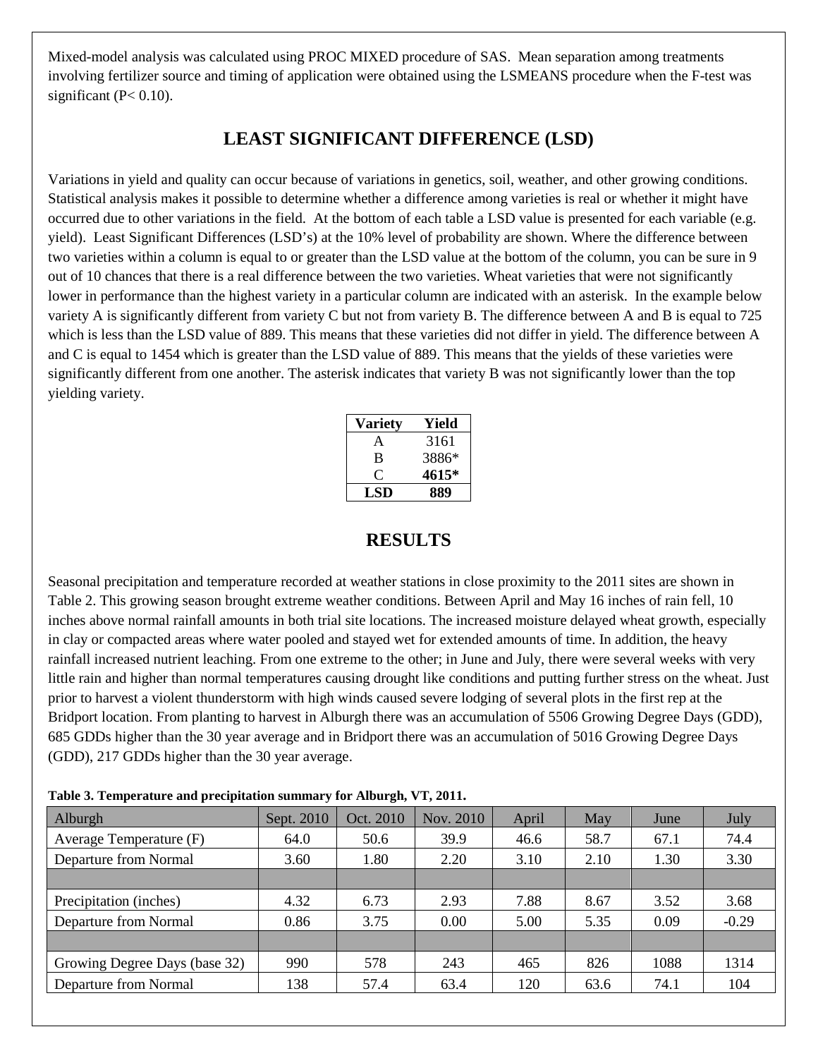Mixed-model analysis was calculated using PROC MIXED procedure of SAS. Mean separation among treatments involving fertilizer source and timing of application were obtained using the LSMEANS procedure when the F-test was significant ($P< 0.10$).

## LEAST SIGNIFICANT DIFFERENCE (LSD)

Variations in yield and quality can occur because of variations in genetics, soil, weather, and other growing conditions. Statistical analysis makes it possible to determine whether a difference among varieties is real or whether it might have occurred due to other variations in the field. At the bottom of each table a LSD value is presented for each variable (e.g. yield). Least Significant Differences (LSD's) at the 10% level of probability are shown. Where the difference between two varieties within a column is equal to or greater than the LSD value at the bottom of the column, you can be sure in 9 out of 10 chances that there is a real difference between the two varieties. Wheat varieties that were not significantly lower in performance than the highest variety in a particular column are indicated with an asterisk. In the example below variety A is significantly different from variety C but not from variety B. The difference between A and B is equal to 725 which is less than the LSD value of 889. This means that these varieties did not differ in yield. The difference between A and C is equal to 1454 which is greater than the LSD value of 889. This means that the yields of these varieties were significantly different from one another. The asterisk indicates that variety B was not significantly lower than the top yielding variety.

| Variety | Yield |
|---|---|
| A | 3161 |
| B | 3886* |
| C | **4615*** |
| **LSD** | **889** |

## RESULTS

Seasonal precipitation and temperature recorded at weather stations in close proximity to the 2011 sites are shown in Table 2. This growing season brought extreme weather conditions. Between April and May 16 inches of rain fell, 10 inches above normal rainfall amounts in both trial site locations. The increased moisture delayed wheat growth, especially in clay or compacted areas where water pooled and stayed wet for extended amounts of time. In addition, the heavy rainfall increased nutrient leaching. From one extreme to the other; in June and July, there were several weeks with very little rain and higher than normal temperatures causing drought like conditions and putting further stress on the wheat. Just prior to harvest a violent thunderstorm with high winds caused severe lodging of several plots in the first rep at the Bridport location. From planting to harvest in Alburgh there was an accumulation of 5506 Growing Degree Days (GDD), 685 GDDs higher than the 30 year average and in Bridport there was an accumulation of 5016 Growing Degree Days (GDD), 217 GDDs higher than the 30 year average.

**Table 3. Temperature and precipitation summary for Alburgh, VT, 2011.**

| Alburgh | Sept. 2010 | Oct. 2010 | Nov. 2010 | April | May | June | July |
|---|---|---|---|---|---|---|---|
| Average Temperature (F) | 64.0 | 50.6 | 39.9 | 46.6 | 58.7 | 67.1 | 74.4 |
| Departure from Normal | 3.60 | 1.80 | 2.20 | 3.10 | 2.10 | 1.30 | 3.30 |
| | | | | | | | |
| Precipitation (inches) | 4.32 | 6.73 | 2.93 | 7.88 | 8.67 | 3.52 | 3.68 |
| Departure from Normal | 0.86 | 3.75 | 0.00 | 5.00 | 5.35 | 0.09 | -0.29 |
| | | | | | | | |
| Growing Degree Days (base 32) | 990 | 578 | 243 | 465 | 826 | 1088 | 1314 |
| Departure from Normal | 138 | 57.4 | 63.4 | 120 | 63.6 | 74.1 | 104 |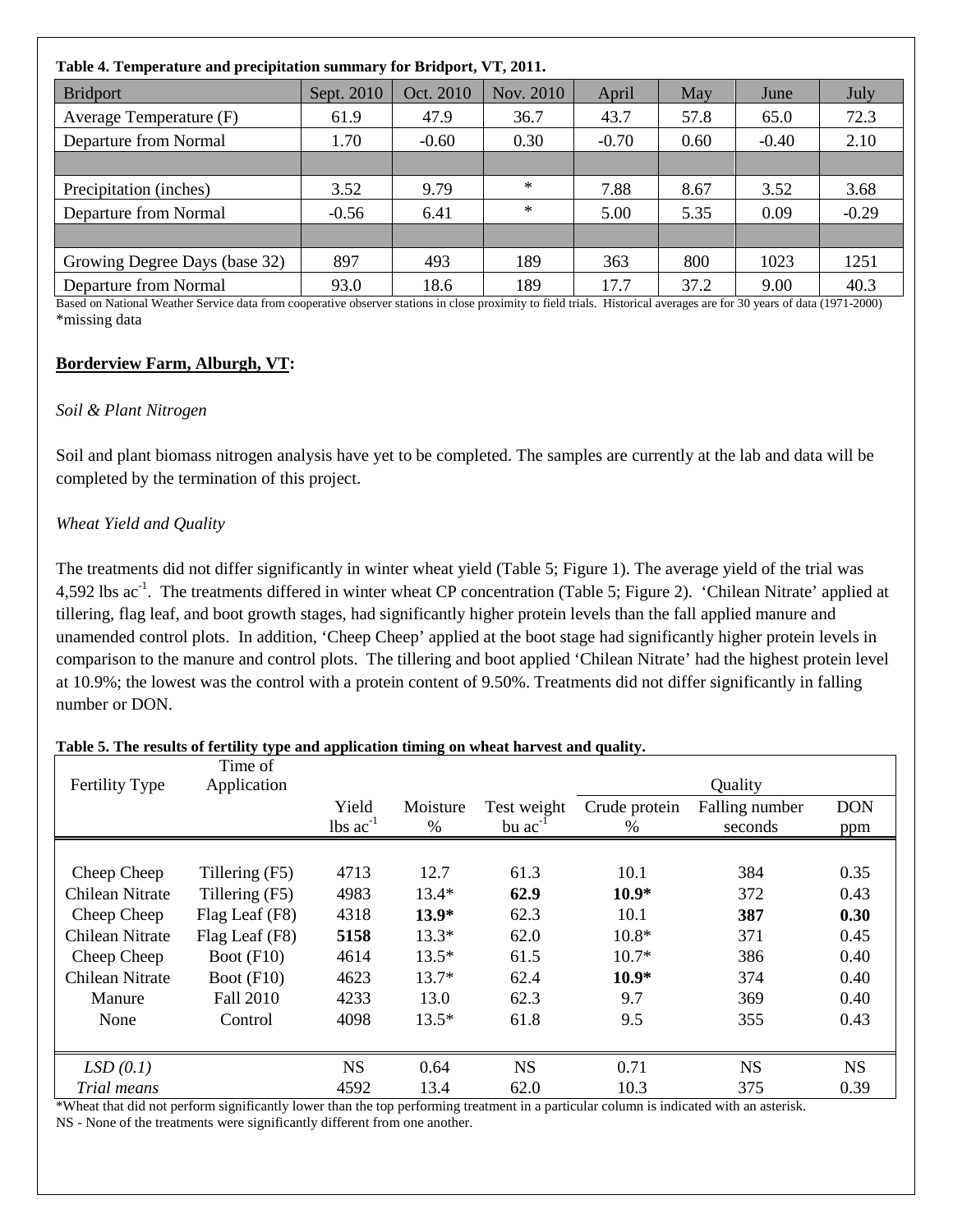**Table 4. Temperature and precipitation summary for Bridport, VT, 2011.**

| Bridport | Sept. 2010 | Oct. 2010 | Nov. 2010 | April | May | June | July |
|---|---|---|---|---|---|---|---|
| Average Temperature (F) | 61.9 | 47.9 | 36.7 | 43.7 | 57.8 | 65.0 | 72.3 |
| Departure from Normal | 1.70 | -0.60 | 0.30 | -0.70 | 0.60 | -0.40 | 2.10 |
| | | | | | | | |
| Precipitation (inches) | 3.52 | 9.79 | * | 7.88 | 8.67 | 3.52 | 3.68 |
| Departure from Normal | -0.56 | 6.41 | * | 5.00 | 5.35 | 0.09 | -0.29 |
| | | | | | | | |
| Growing Degree Days (base 32) | 897 | 493 | 189 | 363 | 800 | 1023 | 1251 |
| Departure from Normal | 93.0 | 18.6 | 189 | 17.7 | 37.2 | 9.00 | 40.3 |

Based on National Weather Service data from cooperative observer stations in close proximity to field trials. Historical averages are for 30 years of data (1971-2000)
*missing data

**Borderview Farm, Alburgh, VT:**

*Soil & Plant Nitrogen*

Soil and plant biomass nitrogen analysis have yet to be completed. The samples are currently at the lab and data will be completed by the termination of this project.

*Wheat Yield and Quality*

The treatments did not differ significantly in winter wheat yield (Table 5; Figure 1). The average yield of the trial was 4,592 lbs ac$^{-1}$. The treatments differed in winter wheat CP concentration (Table 5; Figure 2). 'Chilean Nitrate' applied at tillering, flag leaf, and boot growth stages, had significantly higher protein levels than the fall applied manure and unamended control plots. In addition, 'Cheep Cheep' applied at the boot stage had significantly higher protein levels in comparison to the manure and control plots. The tillering and boot applied 'Chilean Nitrate' had the highest protein level at 10.9%; the lowest was the control with a protein content of 9.50%. Treatments did not differ significantly in falling number or DON.

**Table 5. The results of fertility type and application timing on wheat harvest and quality.**

| Fertility Type | Time of Application | Yield | Moisture | Test weight | Quality | | |
|---|---|---|---|---|---|---|---|
| | | | | | Crude protein | Falling number | DON |
| | | lbs ac$^{-1}$ | % | bu ac$^{-1}$ | % | seconds | ppm |
| Cheep Cheep | Tillering (F5) | 4713 | 12.7 | 61.3 | 10.1 | 384 | 0.35 |
| Chilean Nitrate | Tillering (F5) | 4983 | 13.4* | **62.9** | **10.9*** | 372 | 0.43 |
| Cheep Cheep | Flag Leaf (F8) | 4318 | **13.9*** | 62.3 | 10.1 | **387** | **0.30** |
| Chilean Nitrate | Flag Leaf (F8) | **5158** | 13.3* | 62.0 | 10.8* | 371 | 0.45 |
| Cheep Cheep | Boot (F10) | 4614 | 13.5* | 61.5 | 10.7* | 386 | 0.40 |
| Chilean Nitrate | Boot (F10) | 4623 | 13.7* | 62.4 | **10.9*** | 374 | 0.40 |
| Manure | Fall 2010 | 4233 | 13.0 | 62.3 | 9.7 | 369 | 0.40 |
| None | Control | 4098 | 13.5* | 61.8 | 9.5 | 355 | 0.43 |
| *LSD (0.1)* | | NS | 0.64 | NS | 0.71 | NS | NS |
| *Trial means* | | 4592 | 13.4 | 62.0 | 10.3 | 375 | 0.39 |

*Wheat that did not perform significantly lower than the top performing treatment in a particular column is indicated with an asterisk.
NS - None of the treatments were significantly different from one another.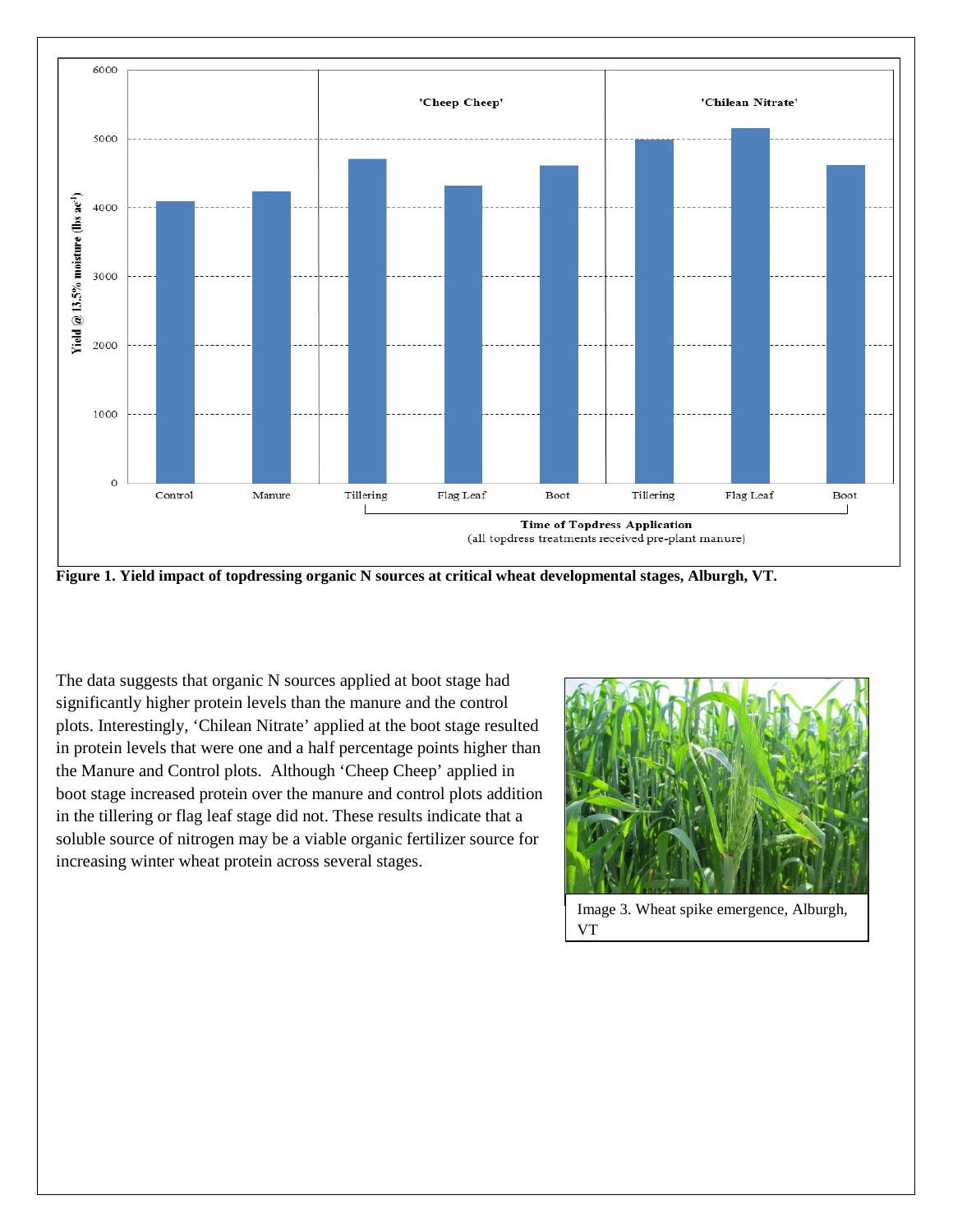**Figure 1. Yield impact of topdressing organic N sources at critical wheat developmental stages, Alburgh, VT.**

The data suggests that organic N sources applied at boot stage had significantly higher protein levels than the manure and the control plots. Interestingly, 'Chilean Nitrate' applied at the boot stage resulted in protein levels that were one and a half percentage points higher than the Manure and Control plots. Although 'Cheep Cheep' applied in boot stage increased protein over the manure and control plots addition in the tillering or flag leaf stage did not. These results indicate that a soluble source of nitrogen may be a viable organic fertilizer source for increasing winter wheat protein across several stages.

Image 3. Wheat spike emergence, Alburgh, VT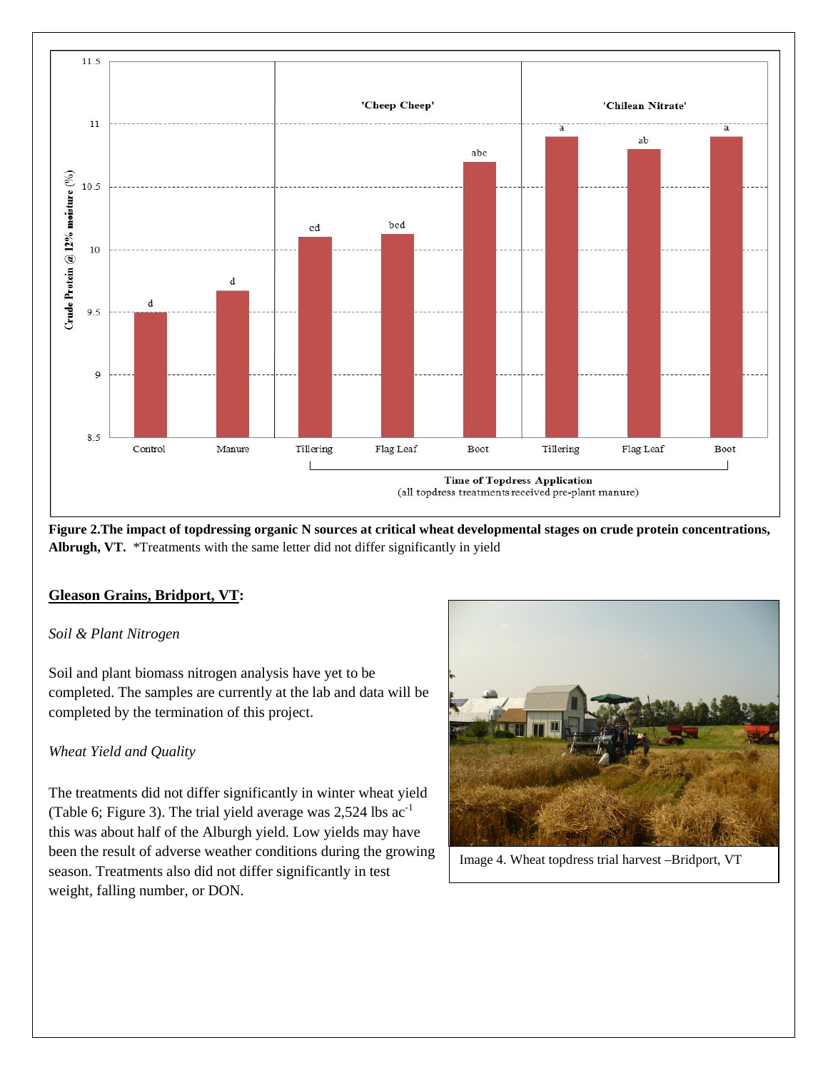**Figure 2.The impact of topdressing organic N sources at critical wheat developmental stages on crude protein concentrations, Albrugh, VT.** *Treatments with the same letter did not differ significantly in yield

## Gleason Grains, Bridport, VT:

*Soil & Plant Nitrogen*

Soil and plant biomass nitrogen analysis have yet to be completed. The samples are currently at the lab and data will be completed by the termination of this project.

*Wheat Yield and Quality*

The treatments did not differ significantly in winter wheat yield (Table 6; Figure 3). The trial yield average was 2,524 lbs $ac^{-1}$ this was about half of the Alburgh yield. Low yields may have been the result of adverse weather conditions during the growing season. Treatments also did not differ significantly in test weight, falling number, or DON.

Image 4. Wheat topdress trial harvest –Bridport, VT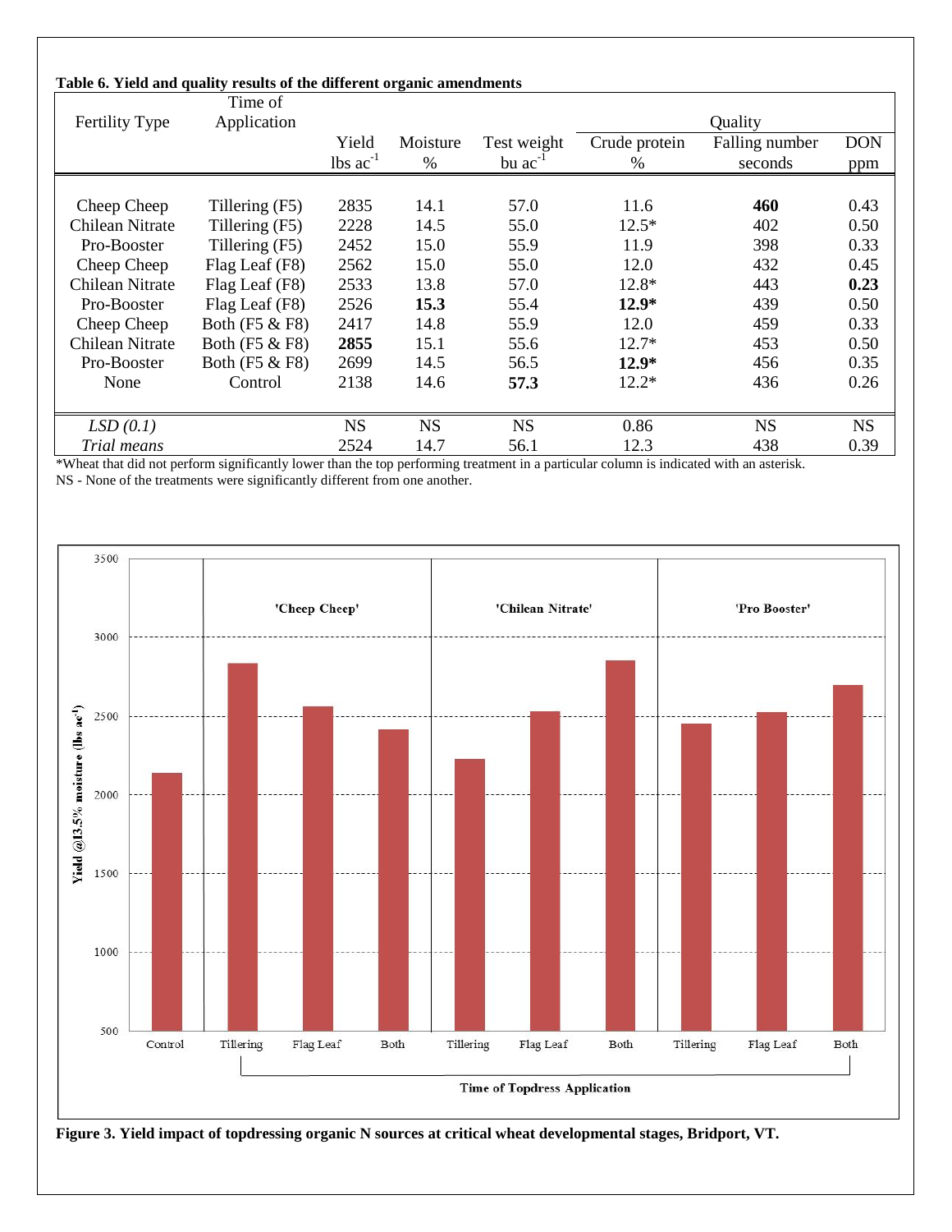**Table 6. Yield and quality results of the different organic amendments**

| Fertility Type | Time of Application | Yield | Moisture | Test weight | Quality | | |
|---|---|---|---|---|---|---|---|
| | | lbs ac$^{-1}$ | % | bu ac$^{-1}$ | Crude protein % | Falling number seconds | DON ppm |
| Cheep Cheep | Tillering (F5) | 2835 | 14.1 | 57.0 | 11.6 | **460** | 0.43 |
| Chilean Nitrate | Tillering (F5) | 2228 | 14.5 | 55.0 | 12.5* | 402 | 0.50 |
| Pro-Booster | Tillering (F5) | 2452 | 15.0 | 55.9 | 11.9 | 398 | 0.33 |
| Cheep Cheep | Flag Leaf (F8) | 2562 | 15.0 | 55.0 | 12.0 | 432 | 0.45 |
| Chilean Nitrate | Flag Leaf (F8) | 2533 | 13.8 | 57.0 | 12.8* | 443 | **0.23** |
| Pro-Booster | Flag Leaf (F8) | 2526 | **15.3** | 55.4 | **12.9*** | 439 | 0.50 |
| Cheep Cheep | Both (F5 & F8) | 2417 | 14.8 | 55.9 | 12.0 | 459 | 0.33 |
| Chilean Nitrate | Both (F5 & F8) | **2855** | 15.1 | 55.6 | 12.7* | 453 | 0.50 |
| Pro-Booster | Both (F5 & F8) | 2699 | 14.5 | 56.5 | **12.9*** | 456 | 0.35 |
| None | Control | 2138 | 14.6 | **57.3** | 12.2* | 436 | 0.26 |
| *LSD (0.1)* | | NS | NS | NS | 0.86 | NS | NS |
| *Trial means* | | 2524 | 14.7 | 56.1 | 12.3 | 438 | 0.39 |

*Wheat that did not perform significantly lower than the top performing treatment in a particular column is indicated with an asterisk.
NS - None of the treatments were significantly different from one another.

**Figure 3. Yield impact of topdressing organic N sources at critical wheat developmental stages, Bridport, VT.**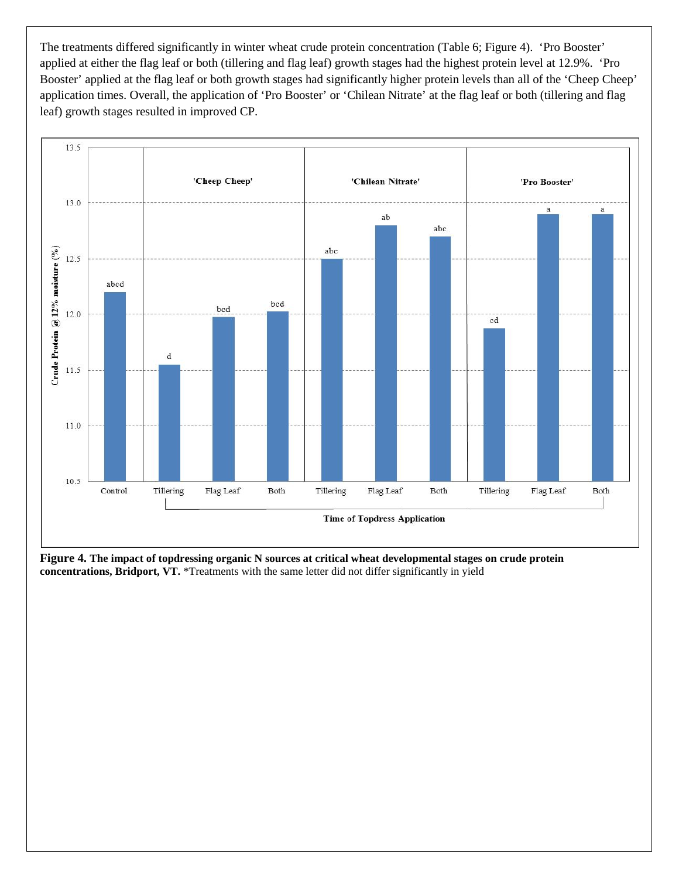The treatments differed significantly in winter wheat crude protein concentration (Table 6; Figure 4). 'Pro Booster' applied at either the flag leaf or both (tillering and flag leaf) growth stages had the highest protein level at 12.9%. 'Pro Booster' applied at the flag leaf or both growth stages had significantly higher protein levels than all of the 'Cheep Cheep' application times. Overall, the application of 'Pro Booster' or 'Chilean Nitrate' at the flag leaf or both (tillering and flag leaf) growth stages resulted in improved CP.

**Figure 4. The impact of topdressing organic N sources at critical wheat developmental stages on crude protein concentrations, Bridport, VT.** *Treatments with the same letter did not differ significantly in yield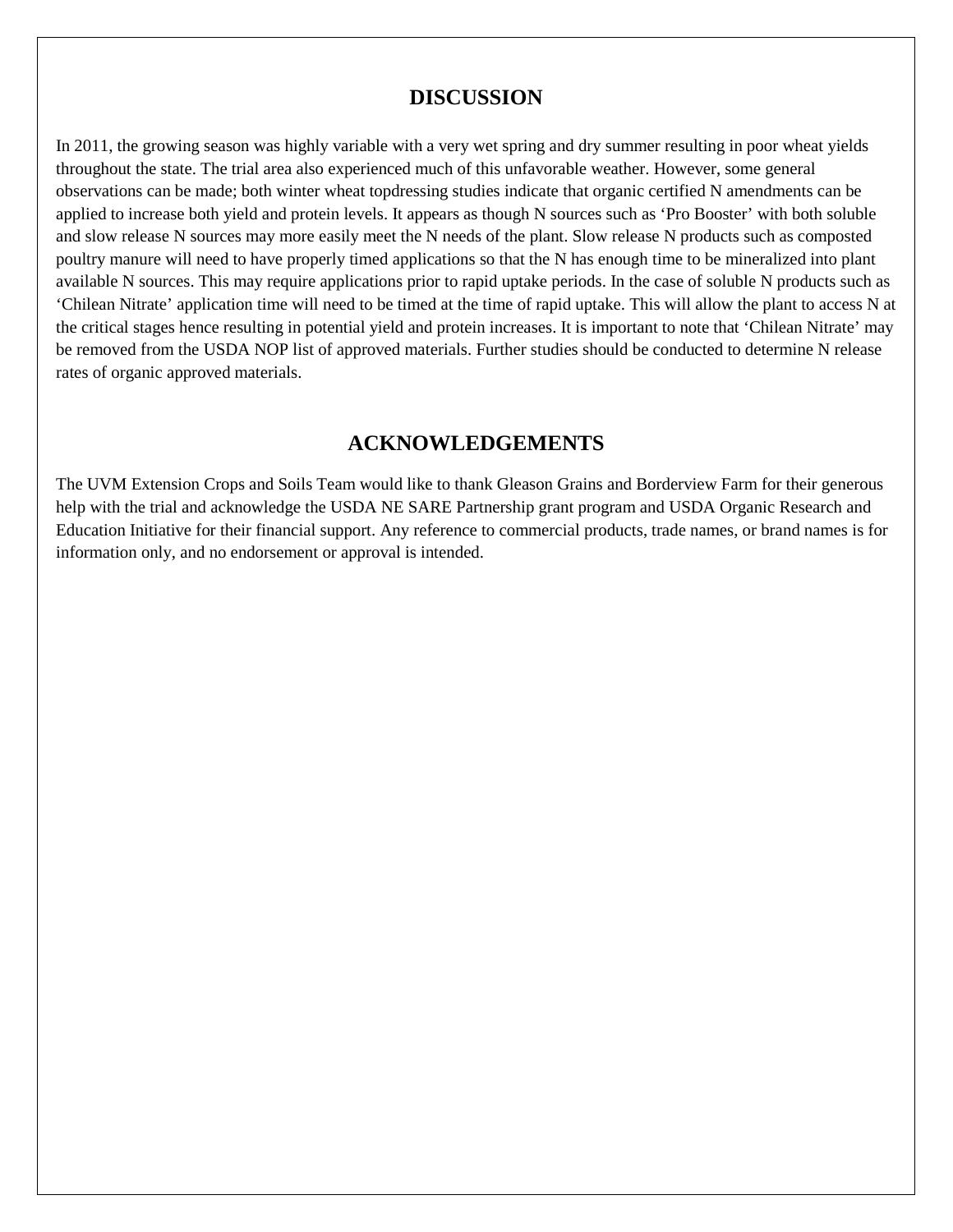## DISCUSSION

In 2011, the growing season was highly variable with a very wet spring and dry summer resulting in poor wheat yields throughout the state. The trial area also experienced much of this unfavorable weather. However, some general observations can be made; both winter wheat topdressing studies indicate that organic certified N amendments can be applied to increase both yield and protein levels. It appears as though N sources such as 'Pro Booster' with both soluble and slow release N sources may more easily meet the N needs of the plant. Slow release N products such as composted poultry manure will need to have properly timed applications so that the N has enough time to be mineralized into plant available N sources. This may require applications prior to rapid uptake periods. In the case of soluble N products such as 'Chilean Nitrate' application time will need to be timed at the time of rapid uptake. This will allow the plant to access N at the critical stages hence resulting in potential yield and protein increases. It is important to note that 'Chilean Nitrate' may be removed from the USDA NOP list of approved materials. Further studies should be conducted to determine N release rates of organic approved materials.

## ACKNOWLEDGEMENTS

The UVM Extension Crops and Soils Team would like to thank Gleason Grains and Borderview Farm for their generous help with the trial and acknowledge the USDA NE SARE Partnership grant program and USDA Organic Research and Education Initiative for their financial support. Any reference to commercial products, trade names, or brand names is for information only, and no endorsement or approval is intended.